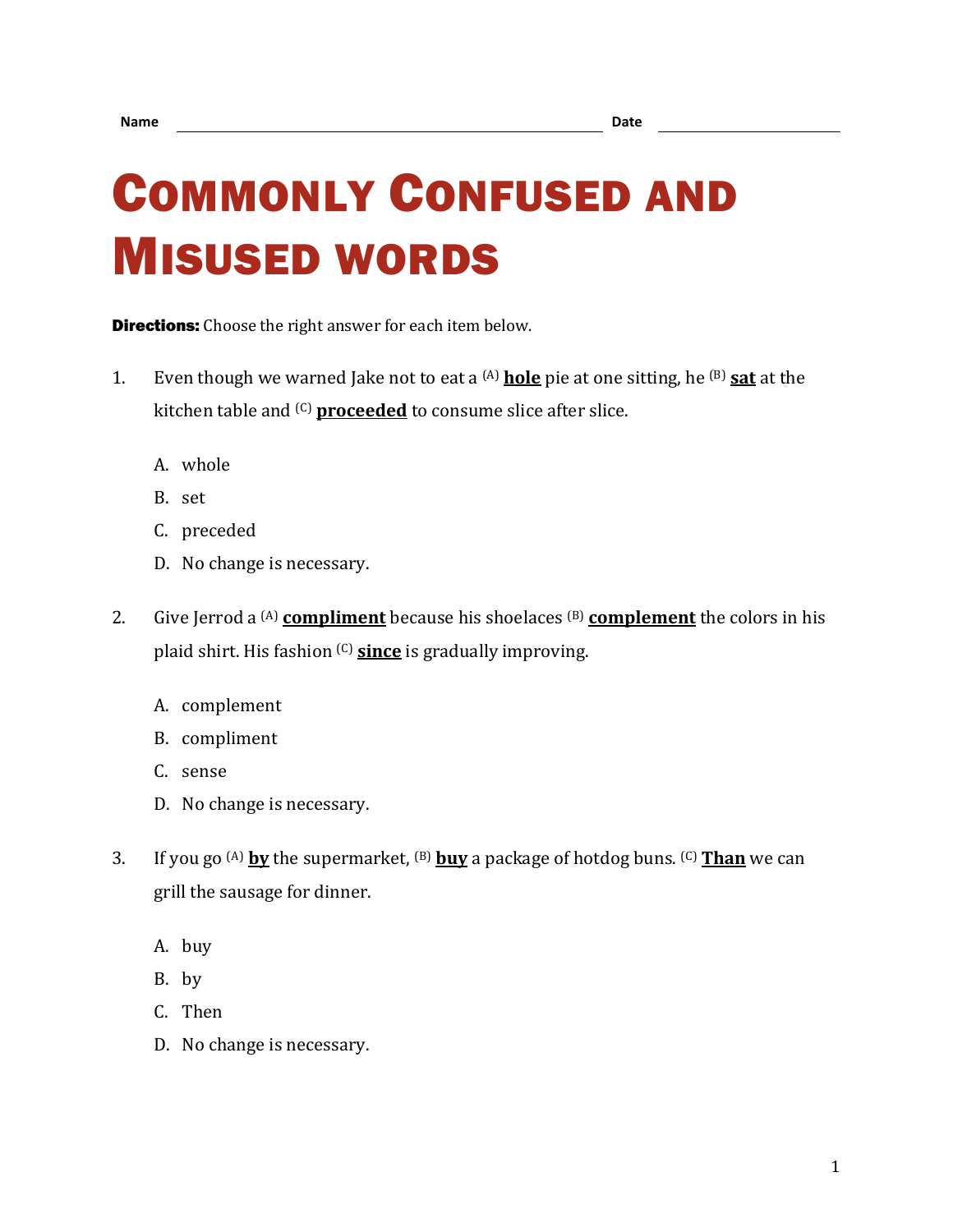Name _______________________________________ Date __________________

# Commonly Confused and Misused words

**Directions:** Choose the right answer for each item below.

1. Even though we warned Jake not to eat a (A) **hole** pie at one sitting, he (B) **sat** at the kitchen table and (C) **proceeded** to consume slice after slice.

   A. whole
   B. set
   C. preceded
   D. No change is necessary.

2. Give Jerrod a (A) **compliment** because his shoelaces (B) **complement** the colors in his plaid shirt. His fashion (C) **since** is gradually improving.

   A. complement
   B. compliment
   C. sense
   D. No change is necessary.

3. If you go (A) **by** the supermarket, (B) **buy** a package of hotdog buns. (C) **Than** we can grill the sausage for dinner.

   A. buy
   B. by
   C. Then
   D. No change is necessary.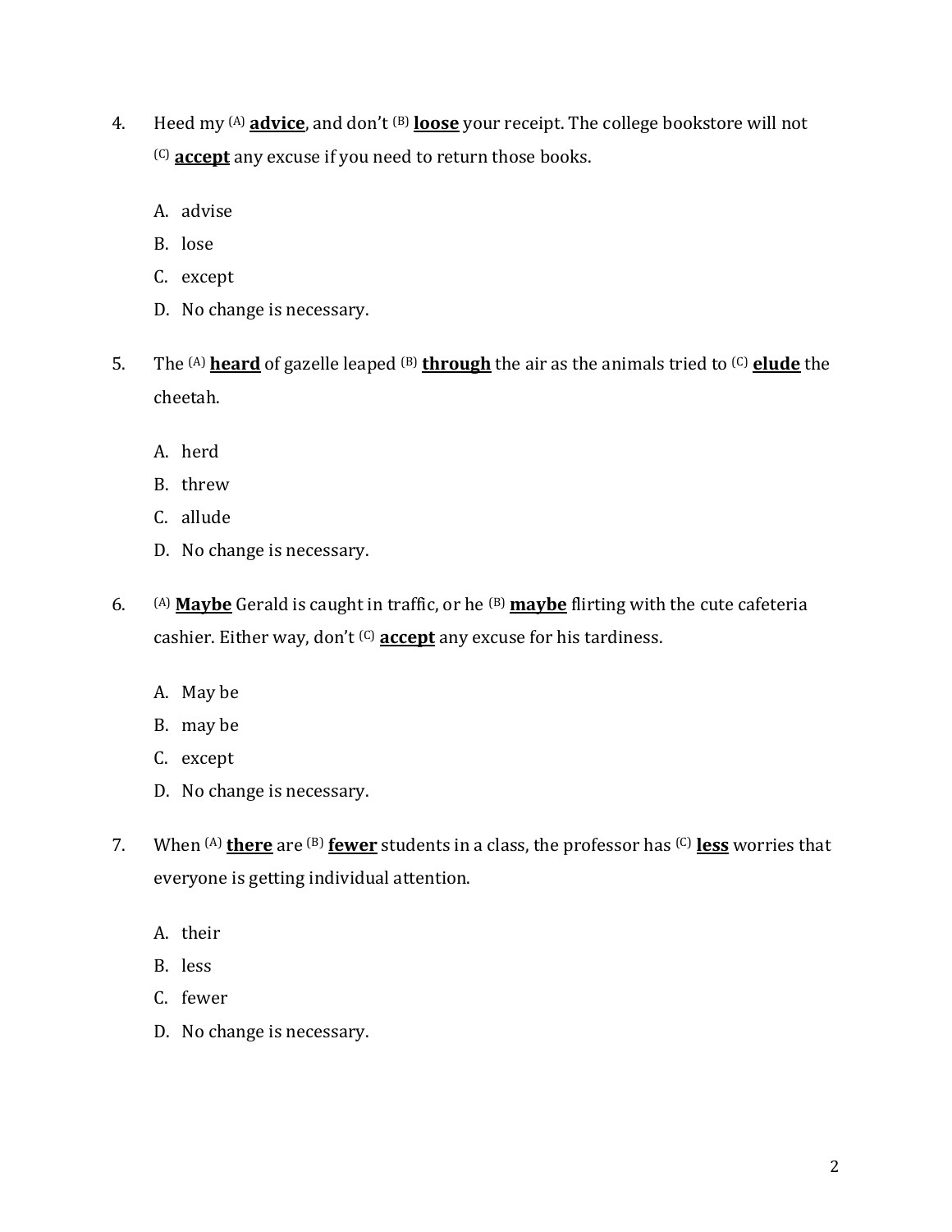4. Heed my (A) **<u>advice</u>**, and don't (B) **<u>loose</u>** your receipt. The college bookstore will not (C) **<u>accept</u>** any excuse if you need to return those books.

   A. advise
   B. lose
   C. except
   D. No change is necessary.

5. The (A) **<u>heard</u>** of gazelle leaped (B) **<u>through</u>** the air as the animals tried to (C) **<u>elude</u>** the cheetah.

   A. herd
   B. threw
   C. allude
   D. No change is necessary.

6. (A) **<u>Maybe</u>** Gerald is caught in traffic, or he (B) **<u>maybe</u>** flirting with the cute cafeteria cashier. Either way, don't (C) **<u>accept</u>** any excuse for his tardiness.

   A. May be
   B. may be
   C. except
   D. No change is necessary.

7. When (A) **<u>there</u>** are (B) **<u>fewer</u>** students in a class, the professor has (C) **<u>less</u>** worries that everyone is getting individual attention.

   A. their
   B. less
   C. fewer
   D. No change is necessary.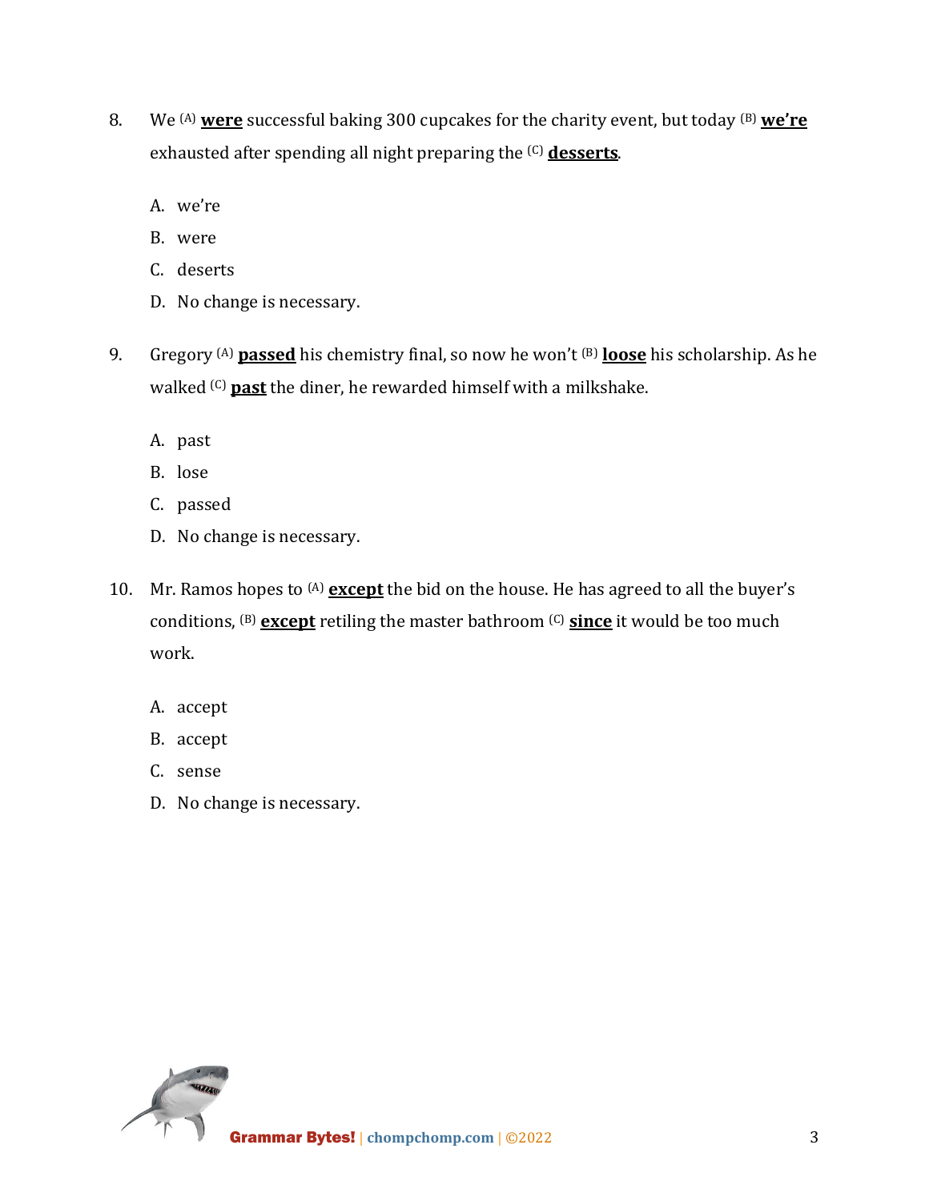8. We (A) **<u>were</u>** successful baking 300 cupcakes for the charity event, but today (B) **<u>we're</u>** exhausted after spending all night preparing the (C) **<u>desserts</u>**.

   A. we're
   B. were
   C. deserts
   D. No change is necessary.

9. Gregory (A) **<u>passed</u>** his chemistry final, so now he won't (B) **<u>loose</u>** his scholarship. As he walked (C) **<u>past</u>** the diner, he rewarded himself with a milkshake.

   A. past
   B. lose
   C. passed
   D. No change is necessary.

10. Mr. Ramos hopes to (A) **<u>except</u>** the bid on the house. He has agreed to all the buyer's conditions, (B) **<u>except</u>** retiling the master bathroom (C) **<u>since</u>** it would be too much work.

   A. accept
   B. accept
   C. sense
   D. No change is necessary.